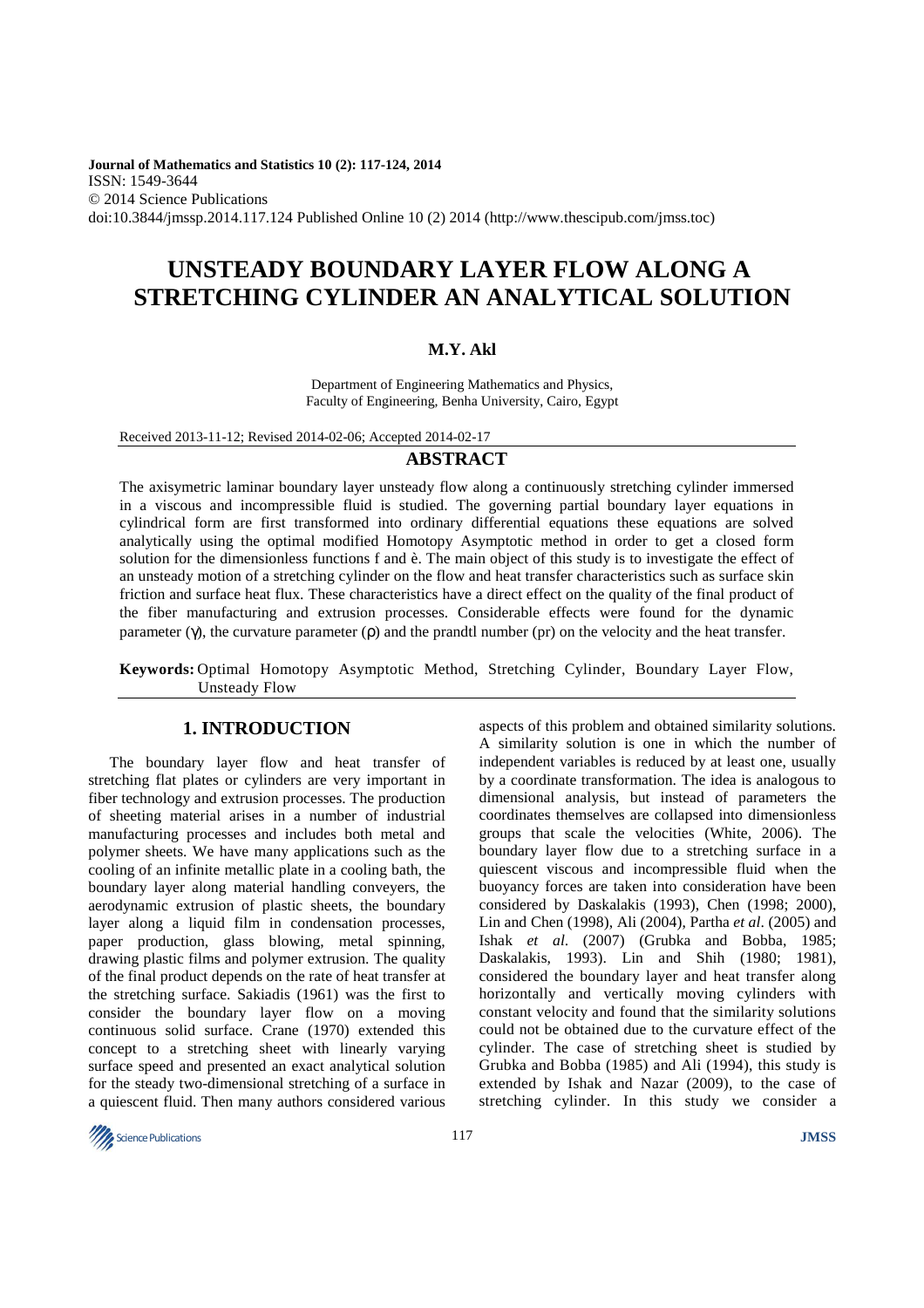Journal of Mathematics and Statistics 10 (2): 117-124, 2014
ISSN: 1549-3644
© 2014 Science Publications
doi:10.3844/jmssp.2014.117.124 Published Online 10 (2) 2014 (http://www.thescipub.com/jmss.toc)

# UNSTEADY BOUNDARY LAYER FLOW ALONG A STRETCHING CYLINDER AN ANALYTICAL SOLUTION

**M.Y. Akl**

Department of Engineering Mathematics and Physics,
Faculty of Engineering, Benha University, Cairo, Egypt

Received 2013-11-12; Revised 2014-02-06; Accepted 2014-02-17

## ABSTRACT

The axisymetric laminar boundary layer unsteady flow along a continuously stretching cylinder immersed in a viscous and incompressible fluid is studied. The governing partial boundary layer equations in cylindrical form are first transformed into ordinary differential equations these equations are solved analytically using the optimal modified Homotopy Asymptotic method in order to get a closed form solution for the dimensionless functions f and è. The main object of this study is to investigate the effect of an unsteady motion of a stretching cylinder on the flow and heat transfer characteristics such as surface skin friction and surface heat flux. These characteristics have a direct effect on the quality of the final product of the fiber manufacturing and extrusion processes. Considerable effects were found for the dynamic parameter ($\gamma$), the curvature parameter ($\rho$) and the prandtl number (pr) on the velocity and the heat transfer.

**Keywords:** Optimal Homotopy Asymptotic Method, Stretching Cylinder, Boundary Layer Flow, Unsteady Flow

## 1. INTRODUCTION

The boundary layer flow and heat transfer of stretching flat plates or cylinders are very important in fiber technology and extrusion processes. The production of sheeting material arises in a number of industrial manufacturing processes and includes both metal and polymer sheets. We have many applications such as the cooling of an infinite metallic plate in a cooling bath, the boundary layer along material handling conveyers, the aerodynamic extrusion of plastic sheets, the boundary layer along a liquid film in condensation processes, paper production, glass blowing, metal spinning, drawing plastic films and polymer extrusion. The quality of the final product depends on the rate of heat transfer at the stretching surface. Sakiadis (1961) was the first to consider the boundary layer flow on a moving continuous solid surface. Crane (1970) extended this concept to a stretching sheet with linearly varying surface speed and presented an exact analytical solution for the steady two-dimensional stretching of a surface in a quiescent fluid. Then many authors considered various aspects of this problem and obtained similarity solutions. A similarity solution is one in which the number of independent variables is reduced by at least one, usually by a coordinate transformation. The idea is analogous to dimensional analysis, but instead of parameters the coordinates themselves are collapsed into dimensionless groups that scale the velocities (White, 2006). The boundary layer flow due to a stretching surface in a quiescent viscous and incompressible fluid when the buoyancy forces are taken into consideration have been considered by Daskalakis (1993), Chen (1998; 2000), Lin and Chen (1998), Ali (2004), Partha *et al*. (2005) and Ishak *et al.* (2007) (Grubka and Bobba, 1985; Daskalakis, 1993). Lin and Shih (1980; 1981), considered the boundary layer and heat transfer along horizontally and vertically moving cylinders with constant velocity and found that the similarity solutions could not be obtained due to the curvature effect of the cylinder. The case of stretching sheet is studied by Grubka and Bobba (1985) and Ali (1994), this study is extended by Ishak and Nazar (2009), to the case of stretching cylinder. In this study we consider a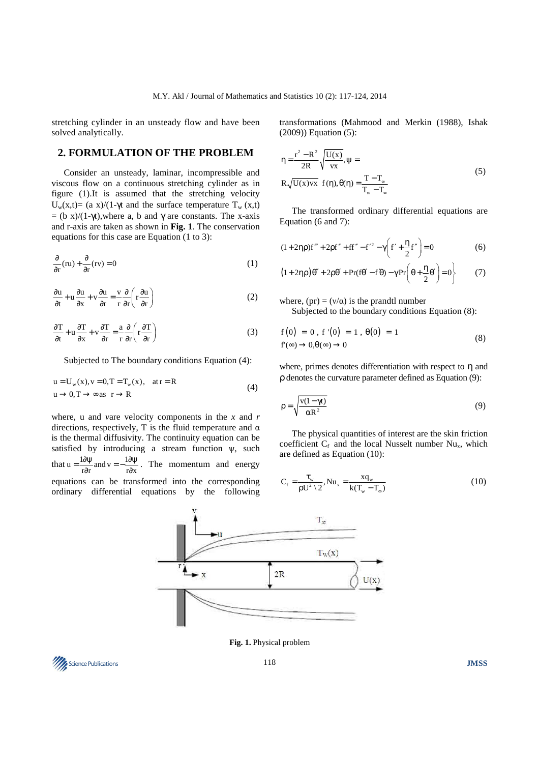stretching cylinder in an unsteady flow and have been solved analytically.

## 2. FORMULATION OF THE PROBLEM

Consider an unsteady, laminar, incompressible and viscous flow on a continuous stretching cylinder as in figure (1).It is assumed that the stretching velocity $U_w(x,t)= (a\ x)/(1-\gamma t)$ and the surface temperature $T_w(x,t) = (b\ x)/(1-\gamma t)$,where a, b and $\gamma$ are constants. The x-axis and r-axis are taken as shown in **Fig. 1**. The conservation equations for this case are Equation (1 to 3):

$$\frac{\partial}{\partial r}(ru)+\frac{\partial}{\partial r}(rv)=0 \tag{1}$$

$$\frac{\partial u}{\partial t}+u\frac{\partial u}{\partial x}+v\frac{\partial u}{\partial r}=\frac{v}{r}\frac{\partial}{\partial r}\left(r\frac{\partial u}{\partial r}\right) \tag{2}$$

$$\frac{\partial T}{\partial t}+u\frac{\partial T}{\partial x}+v\frac{\partial T}{\partial r}=\frac{a}{r}\frac{\partial}{\partial r}\left(r\frac{\partial T}{\partial r}\right) \tag{3}$$

Subjected to The boundary conditions Equation (4):

$$\begin{aligned}&u=U_w(x), v=0, T=T_w(x), \quad \text{at } r=R\\&u\to 0, T\to \infty \text{ as } \ r\to R\end{aligned} \tag{4}$$

where, u and vare velocity components in the $x$ and $r$ directions, respectively, T is the fluid temperature and $\alpha$ is the thermal diffusivity. The continuity equation can be satisfied by introducing a stream function $\psi$, such that $u=\frac{1\partial\psi}{r\partial r}$ and $v=-\frac{1\partial\psi}{r\partial x}$. The momentum and energy equations can be transformed into the corresponding ordinary differential equations by the following transformations (Mahmood and Merkin (1988), Ishak (2009)) Equation (5):

$$\eta=\frac{r^2-R^2}{2R}\sqrt{\frac{U(x)}{vx}}, \psi= R\sqrt{U(x)vx}\ \ f(\eta), \theta(\eta)=\frac{T-T_\infty}{T_w-T_\infty} \tag{5}$$

The transformed ordinary differential equations are Equation (6 and 7):

$$(1+2\eta\rho)f'''+2\rho f''+ff''-f'^2-\gamma\left(f'+\frac{\eta}{2}f''\right)=0 \tag{6}$$

$$\left(1+2\eta\rho\right)\theta''+2\rho\theta'+\Pr(f\theta'-f'\theta)-\gamma\Pr\left(\theta+\frac{\eta}{2}\theta'\right)=0\Big\} \tag{7}$$

where, (pr) = $(v/\alpha)$ is the prandtl number

Subjected to the boundary conditions Equation (8):

$$\begin{aligned}&f(0)=0,\ f'(0)=1,\ \theta(0)=1\\&f'(\infty)\to 0, \theta(\infty)\to 0\end{aligned} \tag{8}$$

where, primes denotes differentiation with respect to $\eta$ and $\rho$ denotes the curvature parameter defined as Equation (9):

$$\rho=\sqrt{\frac{v(1-\gamma t)}{\alpha R^2}} \tag{9}$$

The physical quantities of interest are the skin friction coefficient $C_f$ and the local Nusselt number $Nu_x$, which are defined as Equation (10):

$$C_f=\frac{\tau_w}{\rho U^2 \backslash 2}, Nu_x=\frac{xq_w}{k(T_w-T_\infty)} \tag{10}$$

**Fig. 1.** Physical problem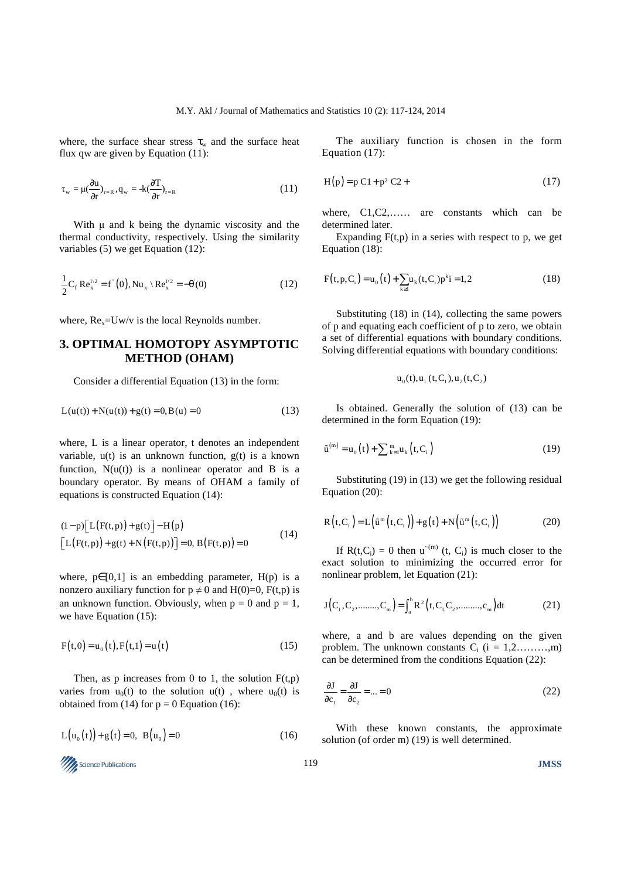where, the surface shear stress $\tau_w$ and the surface heat flux qw are given by Equation (11):

$$\tau_w = \mu(\frac{\partial u}{\partial r})_{r=R}, q_w = -k(\frac{\partial T}{\partial r})_{r=R} \tag{11}$$

With μ and k being the dynamic viscosity and the thermal conductivity, respectively. Using the similarity variables (5) we get Equation (12):

$$\frac{1}{2} C_f \, Re_x^{1\backslash 2} = f^{``}(0), Nu_x \backslash Re_x^{1\backslash 2} = -\theta'(0) \tag{12}$$

where, $Re_x$=Uw/v is the local Reynolds number.

## 3. OPTIMAL HOMOTOPY ASYMPTOTIC METHOD (OHAM)

Consider a differential Equation (13) in the form:

$$L(u(t)) + N(u(t)) + g(t) = 0, B(u) = 0 \tag{13}$$

where, L is a linear operator, t denotes an independent variable, u(t) is an unknown function, g(t) is a known function, N(u(t)) is a nonlinear operator and B is a boundary operator. By means of OHAM a family of equations is constructed Equation (14):

$$\begin{aligned}&(1-p)\left[L\left(F(t,p)\right)+g(t)\right]-H\left(p\right)\\&\left[L\left(F(t,p)\right)+g(t)+N\left(F(t,p)\right)\right]=0,\ B\left(F(t,p)\right)=0\end{aligned} \tag{14}$$

where, $p \in [0,1]$ is an embedding parameter, H(p) is a nonzero auxiliary function for $p \neq 0$ and H(0)=0, F(t,p) is an unknown function. Obviously, when p = 0 and p = 1, we have Equation (15):

$$F(t,0) = u_0(t), F(t,1) = u(t) \tag{15}$$

Then, as p increases from 0 to 1, the solution F(t,p) varies from $u_0(t)$ to the solution u(t) , where $u_0(t)$ is obtained from (14) for p = 0 Equation (16):

$$L\left(u_0\left(t\right)\right) + g\left(t\right) = 0,\ B\left(u_0\right) = 0 \tag{16}$$

The auxiliary function is chosen in the form Equation (17):

$$H\left(p\right) = p\,C1 + p^2\,C2 + \tag{17}$$

where, C1,C2,…… are constants which can be determined later.

Expanding F(t,p) in a series with respect to p, we get Equation (18):

$$F\left(t,p,C_i\right) = u_0\left(t\right) + \sum_{k\geq 1} u_k(t,C_i)p^k i = 1,2 \tag{18}$$

Substituting (18) in (14), collecting the same powers of p and equating each coefficient of p to zero, we obtain a set of differential equations with boundary conditions. Solving differential equations with boundary conditions:

$$u_0(t), u_1(t,C_1), u_2(t,C_2)$$

Is obtained. Generally the solution of (13) can be determined in the form Equation (19):

$$\tilde{u}^{(m)} = u_0\left(t\right) + \sum\nolimits_{k=1}^{m} u_k\left(t,C_i\right) \tag{19}$$

Substituting (19) in (13) we get the following residual Equation (20):

$$R\left(t,C_i\right) = L\left(\tilde{u}^m\left(t,C_i\right)\right) + g\left(t\right) + N\left(\tilde{u}^m\left(t,C_i\right)\right) \tag{20}$$

If $R(t,C_i) = 0$ then $u^{\sim(m)}(t, C_i)$ is much closer to the exact solution to minimizing the occurred error for nonlinear problem, let Equation (21):

$$J\left(C_1, C_2, \ldots\ldots\ldots, C_m\right) = \int_a^b R^2\left(t, C_1, C_2, \ldots\ldots\ldots, c_m\right)dt \tag{21}$$

where, a and b are values depending on the given problem. The unknown constants $C_i$ (i = 1,2………,m) can be determined from the conditions Equation (22):

$$\frac{\partial J}{\partial c_1} = \frac{\partial J}{\partial c_2} = \ldots = 0 \tag{22}$$

With these known constants, the approximate solution (of order m) (19) is well determined.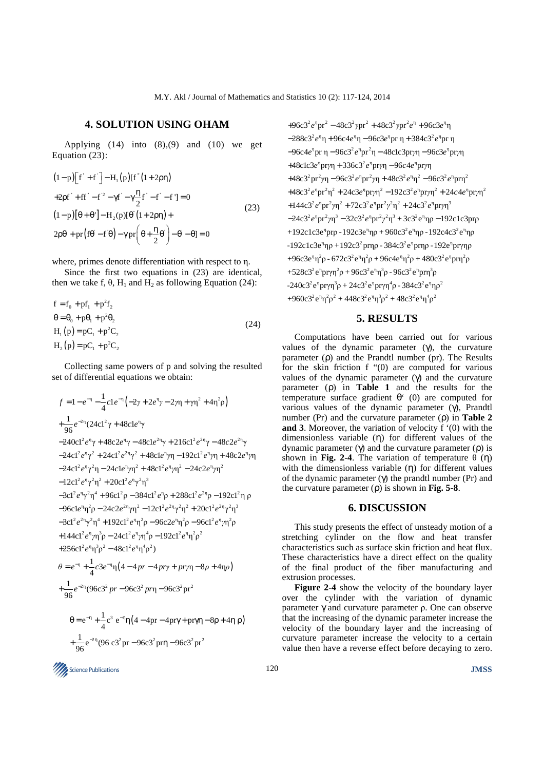## 4. SOLUTION USING OHAM

Applying (14) into (8),(9) and (10) we get Equation (23):

$$
\begin{aligned}
&(1-p)\left[f''' + f''\right] - H_1(p)[f'''(1+2\rho\eta) \\
&+2\rho f'' + ff'' - f'^2 - \gamma f' - \gamma\frac{\eta}{2}f'' - f'' - f'''] = 0 \\
&(1-p)\left[\theta'' + \theta'\right] - H_2(p)[\theta''(1+2\rho\eta) + \\
&2\rho\theta' + pr\left(f\theta' - f'\theta\right) - \gamma pr\left(\theta + \frac{\eta}{2}\theta'\right) - \theta' - \theta] = 0
\end{aligned}
\tag{23}
$$

where, primes denote differentiation with respect to η.

Since the first two equations in (23) are identical, then we take f, θ, $H_1$ and $H_2$ as following Equation (24):

$$
\begin{aligned}
f &= f_0 + pf_1 + p^2 f_2 \\
\theta &= \theta_0 + p\theta_1 + p^2\theta_2 \\
H_1(p) &= pC_1 + p^2 C_2 \\
H_2(p) &= pC_1 + p^2 C_2
\end{aligned}
\tag{24}
$$

Collecting same powers of p and solving the resulted set of differential equations we obtain:

$$
\begin{aligned}
f &= 1 - e^{-\eta} - \frac{1}{4}c1e^{-\eta}\left(-2\gamma + 2e^{\eta}\gamma - 2\gamma\eta + \gamma\eta^2 + 4\eta^2\rho\right) \\
&+ \frac{1}{96}e^{-2\eta}(24c1^2\gamma + 48c1e^{\eta}\gamma \\
&-240c1^2e^{\eta}\gamma + 48c2e^{\eta}\gamma - 48c1e^{2\eta}\gamma + 216c1^2e^{2\eta}\gamma - 48c2e^{2\eta}\gamma \\
&-24c1^2e^{\eta}\gamma^2 + 24c1^2e^{2\eta}\gamma^2 + 48c1e^{\eta}\gamma\eta - 192c1^2e^{\eta}\gamma\eta + 48c2e^{\eta}\gamma\eta \\
&-24c1^2e^{\eta}\gamma^2\eta - 24c1e^{\eta}\gamma\eta^2 + 48c1^2e^{\eta}\gamma\eta^2 - 24c2e^{\eta}\gamma\eta^2 \\
&-12c1^2e^{\eta}\gamma^2\eta^2 + 20c1^2e^{\eta}\gamma^2\eta^3 \\
&-3c1^2e^{\eta}\gamma^2\eta^4 + 96c1^2\rho - 384c1^2e^{\eta}\rho + 288c1^2e^{2\eta}\rho - 192c1^2\eta\rho \\
&-96c1e^{\eta}\eta^2\rho - 24c2e^{2\eta}\gamma\eta^2 - 12c1^2e^{2\eta}\gamma^2\eta^2 + 20c1^2e^{2\eta}\gamma^2\eta^3 \\
&-3c1^2e^{2\eta}\gamma^2\eta^4 + 192c1^2e^{\eta}\eta^2\rho - 96c2e^{\eta}\eta^2\rho - 96c1^2e^{\eta}\gamma\eta^2\rho \\
&+144c1^2e^{\eta}\gamma\eta^3\rho - 24c1^2e^{\eta}\gamma\eta^4\rho - 192c1^2e^{\eta}\eta^2\rho^2 \\
&+256c1^2e^{\eta}\eta^3\rho^2 - 48c1^2e^{\eta}\eta^4\rho^2)
\end{aligned}
$$

$$
\begin{aligned}
\theta &= e^{-\eta} + \frac{1}{4}c3e^{-\eta}\eta\left(4 - 4pr - 4pr\gamma + pr\gamma\eta - 8\rho + 4\eta\rho\right) \\
&+ \frac{1}{96}e^{-2\eta}(96c3^2pr - 96c3^2pr\eta - 96c3^2pr^2
\end{aligned}
$$

$$
\begin{aligned}
\theta &= e^{-\eta} + \frac{1}{4}c^3e^{-\eta}\eta\left(4 - 4pr - 4pr\gamma + pr\gamma\eta - 8\rho + 4\eta\rho\right) \\
&+ \frac{1}{96}e^{-2\eta}(96c3^2pr - 96c3^2pr\eta - 96c3^2pr^2 \\
&+96c3^2e^{\eta}pr^2 - 48c3^2\gamma pr^2 + 48c3^2\gamma pr^2e^{\eta} + 96c3e^{\eta}\eta \\
&-288c3^2e^{\eta}\eta + 96c4e^{\eta}\eta - 96c3e^{\eta}pr\,\eta + 384c3^2e^{\eta}pr\,\eta \\
&-96c4e^{\eta}pr\,\eta - 96c3^2e^{\eta}pr^2\eta - 48c1c3pr\gamma\eta - 96c3e^{\eta}pr\gamma\eta \\
&+48c1c3e^{\eta}pr\gamma\eta + 336c3^2e^{\eta}pr\gamma\eta - 96c4e^{\eta}pr\gamma\eta \\
&+48c3^2pr^2\gamma\eta - 96c3^2e^{\eta}pr^2\gamma\eta + 48c3^2e^{\eta}\eta^2 - 96c3^2e^{\eta}pr\eta^2 \\
&+48c3^2e^{\eta}pr^2\eta^2 + 24c3e^{\eta}pr\gamma\eta^2 - 192c3^2e^{\eta}pr\gamma\eta^2 + 24c4e^{\eta}pr\gamma\eta^2 \\
&+144c3^2e^{\eta}pr^2\gamma\eta^2 + 72c3^2e^{\eta}pr^2\gamma^2\eta^2 + 24c3^2e^{\eta}pr\gamma\eta^3 \\
&-24c3^2e^{\eta}pr^2\gamma\eta^3 - 32c3^2e^{\eta}pr^2\gamma^2\eta^3 + 3c3^2e^{\eta}\eta\rho - 192c1c3pr\rho \\
&+192c1c3e^{\eta}pr\rho - 192c3e^{\eta}\eta\rho + 960c3^2e^{\eta}\eta\rho - 192c4c3^2e^{\eta}\eta\rho \\
&-192c1c3e^{\eta}\eta\rho + 192c3^2pr\eta\rho - 384c3^2e^{\eta}pr\eta\rho - 192e^{\eta}pr\gamma\eta\rho \\
&+96c3e^{\eta}\eta^2\rho - 672c3^2e^{\eta}\eta^2\rho + 96c4e^{\eta}\eta^2\rho + 480c3^2e^{\eta}pr\eta^2\rho \\
&+528c3^2e^{\eta}pr\gamma\eta^2\rho + 96c3^2e^{\eta}\eta^3\rho - 96c3^2e^{\eta}pr\eta^3\rho \\
&-240c3^2e^{\eta}pr\gamma\eta^3\rho + 24c3^2e^{\eta}pr\gamma\eta^4\rho - 384c3^2e^{\eta}\eta\rho^2 \\
&+960c3^2e^{\eta}\eta^2\rho^2 + 448c3^2e^{\eta}\eta^3\rho^2 + 48c3^2e^{\eta}\eta^4\rho^2
\end{aligned}
$$

## 5. RESULTS

Computations have been carried out for various values of the dynamic parameter (γ), the curvature parameter (ρ) and the Prandtl number (pr). The Results for the skin friction f "(0) are computed for various values of the dynamic parameter (γ) and the curvature parameter (ρ) in **Table 1** and the results for the temperature surface gradient θ' (0) are computed for various values of the dynamic parameter (γ), Prandtl number (Pr) and the curvature parameter (ρ) in **Table 2 and 3**. Moreover, the variation of velocity f '(0) with the dimensionless variable (η) for different values of the dynamic parameter (γ) and the curvature parameter (ρ) is shown in **Fig. 2-4**. The variation of temperature θ (η) with the dimensionless variable (η) for different values of the dynamic parameter (γ) the prandtl number (Pr) and the curvature parameter (ρ) is shown in **Fig. 5-8**.

## 6. DISCUSSION

This study presents the effect of unsteady motion of a stretching cylinder on the flow and heat transfer characteristics such as surface skin friction and heat flux. These characteristics have a direct effect on the quality of the final product of the fiber manufacturing and extrusion processes.

**Figure 2-4** show the velocity of the boundary layer over the cylinder with the variation of dynamic parameter γ and curvature parameter ρ. One can observe that the increasing of the dynamic parameter increase the velocity of the boundary layer and the increasing of curvature parameter increase the velocity to a certain value then have a reverse effect before decaying to zero.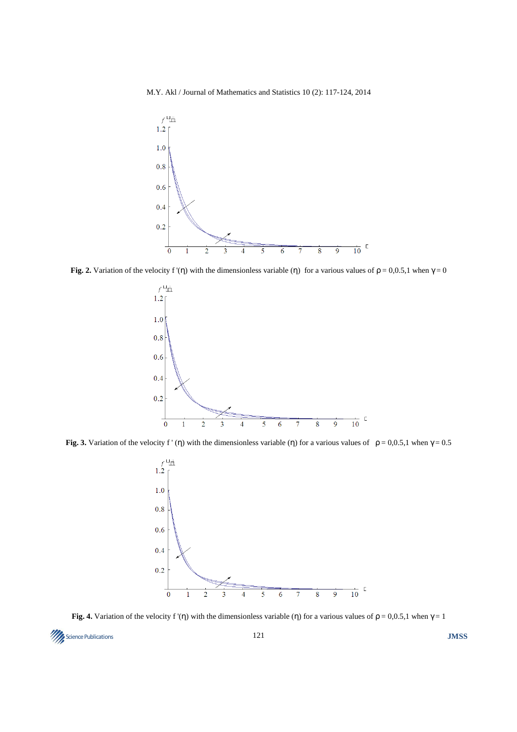**Fig. 2.** Variation of the velocity f '(η) with the dimensionless variable (η) for a various values of $\rho = 0, 0.5, 1$ when $\gamma = 0$

**Fig. 3.** Variation of the velocity f ' (η) with the dimensionless variable (η) for a various values of $\rho = 0, 0.5, 1$ when $\gamma = 0.5$

**Fig. 4.** Variation of the velocity f '(η) with the dimensionless variable (η) for a various values of $\rho = 0, 0.5, 1$ when $\gamma = 1$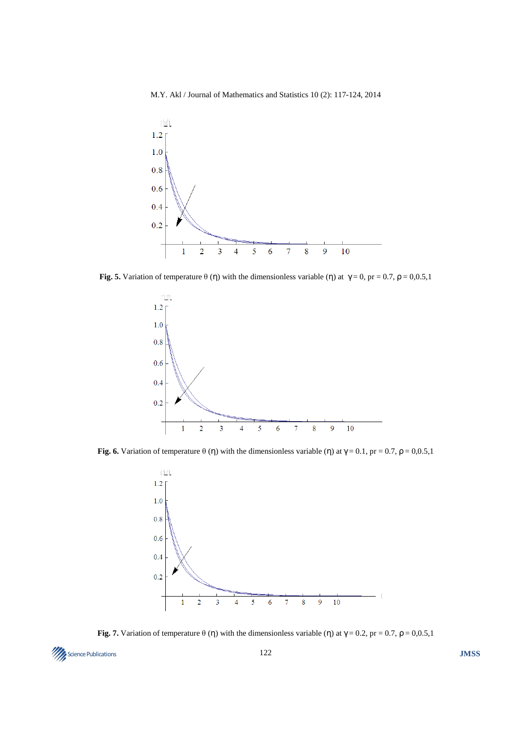**Fig. 5.** Variation of temperature $\theta$ ($\eta$) with the dimensionless variable ($\eta$) at $\gamma = 0$, pr = 0.7, $\rho = 0,0.5,1$

**Fig. 6.** Variation of temperature $\theta$ ($\eta$) with the dimensionless variable ($\eta$) at $\gamma = 0.1$, pr = 0.7, $\rho = 0,0.5,1$

**Fig. 7.** Variation of temperature $\theta$ ($\eta$) with the dimensionless variable ($\eta$) at $\gamma = 0.2$, pr = 0.7, $\rho = 0,0.5,1$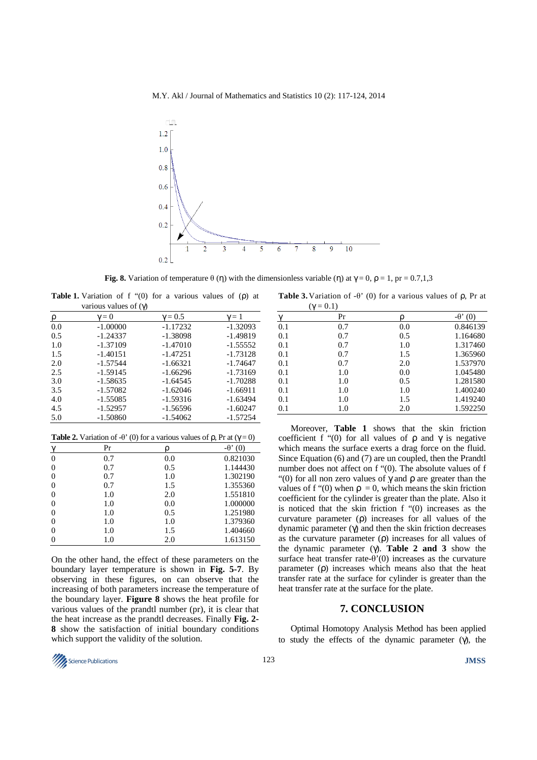**Fig. 8.** Variation of temperature $\theta$ ($\eta$) with the dimensionless variable ($\eta$) at $\gamma = 0$, $\rho = 1$, pr = 0.7,1,3

**Table 1.** Variation of f "(0) for a various values of ($\rho$) at various values of ($\gamma$)

| $\rho$ | $\gamma = 0$ | $\gamma = 0.5$ | $\gamma = 1$ |
|---|---|---|---|
| 0.0 | -1.00000 | -1.17232 | -1.32093 |
| 0.5 | -1.24337 | -1.38098 | -1.49819 |
| 1.0 | -1.37109 | -1.47010 | -1.55552 |
| 1.5 | -1.40151 | -1.47251 | -1.73128 |
| 2.0 | -1.57544 | -1.66321 | -1.74647 |
| 2.5 | -1.59145 | -1.66296 | -1.73169 |
| 3.0 | -1.58635 | -1.64545 | -1.70288 |
| 3.5 | -1.57082 | -1.62046 | -1.66911 |
| 4.0 | -1.55085 | -1.59316 | -1.63494 |
| 4.5 | -1.52957 | -1.56596 | -1.60247 |
| 5.0 | -1.50860 | -1.54062 | -1.57254 |

**Table 2.** Variation of -$\theta$' (0) for a various values of $\rho$, Pr at ($\gamma = 0$)

| $\gamma$ | Pr | $\rho$ | -$\theta$' (0) |
|---|---|---|---|
| 0 | 0.7 | 0.0 | 0.821030 |
| 0 | 0.7 | 0.5 | 1.144430 |
| 0 | 0.7 | 1.0 | 1.302190 |
| 0 | 0.7 | 1.5 | 1.355360 |
| 0 | 1.0 | 2.0 | 1.551810 |
| 0 | 1.0 | 0.0 | 1.000000 |
| 0 | 1.0 | 0.5 | 1.251980 |
| 0 | 1.0 | 1.0 | 1.379360 |
| 0 | 1.0 | 1.5 | 1.404660 |
| 0 | 1.0 | 2.0 | 1.613150 |

On the other hand, the effect of these parameters on the boundary layer temperature is shown in **Fig. 5-7**. By observing in these figures, on can observe that the increasing of both parameters increase the temperature of the boundary layer. **Figure 8** shows the heat profile for various values of the prandtl number (pr), it is clear that the heat increase as the prandtl decreases. Finally **Fig. 2-8** show the satisfaction of initial boundary conditions which support the validity of the solution.

**Table 3.** Variation of -$\theta$' (0) for a various values of $\rho$, Pr at ($\gamma = 0.1$)

| $\gamma$ | Pr | $\rho$ | -$\theta$' (0) |
|---|---|---|---|
| 0.1 | 0.7 | 0.0 | 0.846139 |
| 0.1 | 0.7 | 0.5 | 1.164680 |
| 0.1 | 0.7 | 1.0 | 1.317460 |
| 0.1 | 0.7 | 1.5 | 1.365960 |
| 0.1 | 0.7 | 2.0 | 1.537970 |
| 0.1 | 1.0 | 0.0 | 1.045480 |
| 0.1 | 1.0 | 0.5 | 1.281580 |
| 0.1 | 1.0 | 1.0 | 1.400240 |
| 0.1 | 1.0 | 1.5 | 1.419240 |
| 0.1 | 1.0 | 2.0 | 1.592250 |

Moreover, **Table 1** shows that the skin friction coefficient f "(0) for all values of $\rho$ and $\gamma$ is negative which means the surface exerts a drag force on the fluid. Since Equation (6) and (7) are un coupled, then the Prandtl number does not affect on f "(0). The absolute values of f "(0) for all non zero values of $\gamma$ and $\rho$ are greater than the values of f "(0) when $\rho = 0$, which means the skin friction coefficient for the cylinder is greater than the plate. Also it is noticed that the skin friction f "(0) increases as the curvature parameter ($\rho$) increases for all values of the dynamic parameter ($\gamma$) and then the skin friction decreases as the curvature parameter ($\rho$) increases for all values of the dynamic parameter ($\gamma$). **Table 2 and 3** show the surface heat transfer rate-$\theta$'(0) increases as the curvature parameter ($\rho$) increases which means also that the heat transfer rate at the surface for cylinder is greater than the heat transfer rate at the surface for the plate.

## 7. CONCLUSION

Optimal Homotopy Analysis Method has been applied to study the effects of the dynamic parameter ($\gamma$), the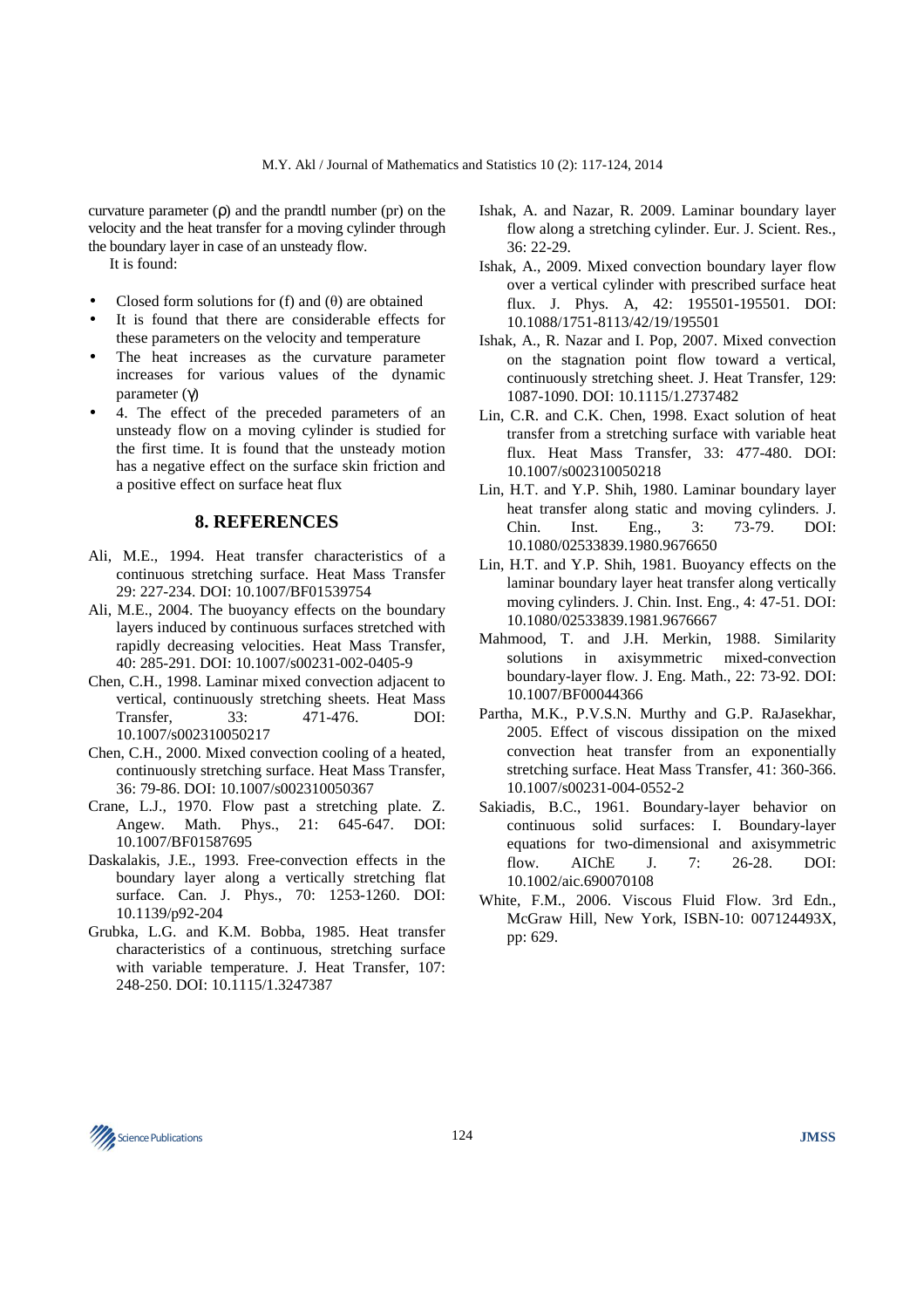curvature parameter ($\rho$) and the prandtl number (pr) on the velocity and the heat transfer for a moving cylinder through the boundary layer in case of an unsteady flow.

It is found:

- Closed form solutions for (f) and ($\theta$) are obtained
- It is found that there are considerable effects for these parameters on the velocity and temperature
- The heat increases as the curvature parameter increases for various values of the dynamic parameter ($\gamma$)
- 4. The effect of the preceded parameters of an unsteady flow on a moving cylinder is studied for the first time. It is found that the unsteady motion has a negative effect on the surface skin friction and a positive effect on surface heat flux

## 8. REFERENCES

Ali, M.E., 1994. Heat transfer characteristics of a continuous stretching surface. Heat Mass Transfer 29: 227-234. DOI: 10.1007/BF01539754

Ali, M.E., 2004. The buoyancy effects on the boundary layers induced by continuous surfaces stretched with rapidly decreasing velocities. Heat Mass Transfer, 40: 285-291. DOI: 10.1007/s00231-002-0405-9

Chen, C.H., 1998. Laminar mixed convection adjacent to vertical, continuously stretching sheets. Heat Mass Transfer, 33: 471-476. DOI: 10.1007/s002310050217

Chen, C.H., 2000. Mixed convection cooling of a heated, continuously stretching surface. Heat Mass Transfer, 36: 79-86. DOI: 10.1007/s002310050367

Crane, L.J., 1970. Flow past a stretching plate. Z. Angew. Math. Phys., 21: 645-647. DOI: 10.1007/BF01587695

Daskalakis, J.E., 1993. Free-convection effects in the boundary layer along a vertically stretching flat surface. Can. J. Phys., 70: 1253-1260. DOI: 10.1139/p92-204

Grubka, L.G. and K.M. Bobba, 1985. Heat transfer characteristics of a continuous, stretching surface with variable temperature. J. Heat Transfer, 107: 248-250. DOI: 10.1115/1.3247387

Ishak, A. and Nazar, R. 2009. Laminar boundary layer flow along a stretching cylinder. Eur. J. Scient. Res., 36: 22-29.

Ishak, A., 2009. Mixed convection boundary layer flow over a vertical cylinder with prescribed surface heat flux. J. Phys. A, 42: 195501-195501. DOI: 10.1088/1751-8113/42/19/195501

Ishak, A., R. Nazar and I. Pop, 2007. Mixed convection on the stagnation point flow toward a vertical, continuously stretching sheet. J. Heat Transfer, 129: 1087-1090. DOI: 10.1115/1.2737482

Lin, C.R. and C.K. Chen, 1998. Exact solution of heat transfer from a stretching surface with variable heat flux. Heat Mass Transfer, 33: 477-480. DOI: 10.1007/s002310050218

Lin, H.T. and Y.P. Shih, 1980. Laminar boundary layer heat transfer along static and moving cylinders. J. Chin. Inst. Eng., 3: 73-79. DOI: 10.1080/02533839.1980.9676650

Lin, H.T. and Y.P. Shih, 1981. Buoyancy effects on the laminar boundary layer heat transfer along vertically moving cylinders. J. Chin. Inst. Eng., 4: 47-51. DOI: 10.1080/02533839.1981.9676667

Mahmood, T. and J.H. Merkin, 1988. Similarity solutions in axisymmetric mixed-convection boundary-layer flow. J. Eng. Math., 22: 73-92. DOI: 10.1007/BF00044366

Partha, M.K., P.V.S.N. Murthy and G.P. RaJasekhar, 2005. Effect of viscous dissipation on the mixed convection heat transfer from an exponentially stretching surface. Heat Mass Transfer, 41: 360-366. 10.1007/s00231-004-0552-2

Sakiadis, B.C., 1961. Boundary-layer behavior on continuous solid surfaces: I. Boundary-layer equations for two-dimensional and axisymmetric flow. AIChE J. 7: 26-28. DOI: 10.1002/aic.690070108

White, F.M., 2006. Viscous Fluid Flow. 3rd Edn., McGraw Hill, New York, ISBN-10: 007124493X, pp: 629.